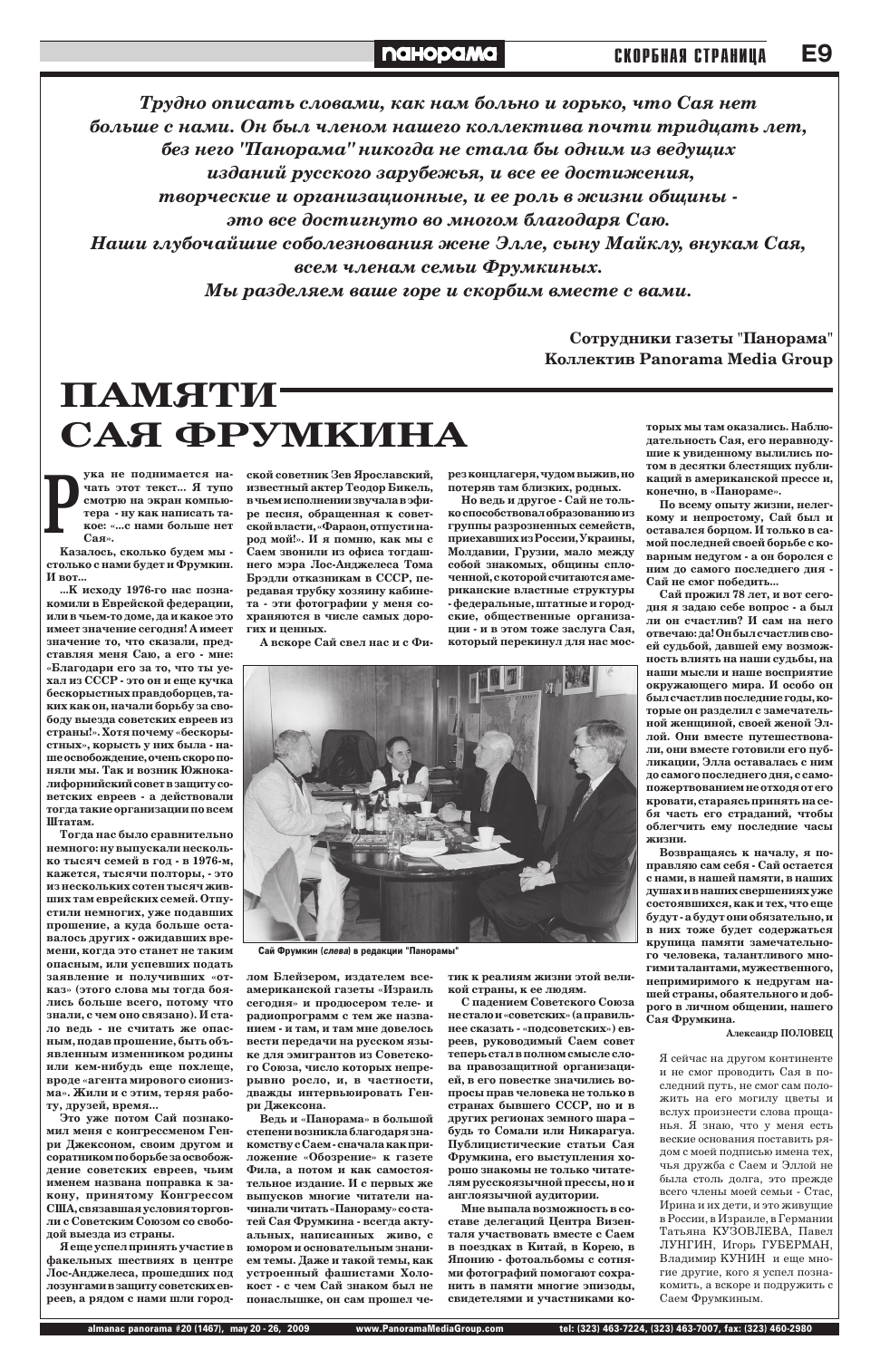*Трудно описать словами, как нам больно и горько, что Сая нет больше с нами. Он был членом нашего коллектива почти тридцать лет, без него "Панорама" никогда не стала бы одним из ведущих изданий русского зарубежья, и все ее достижения, творческие и организационные, и ее роль в жизни общины - это все достигнуто во многом благодаря Саю.*
*Наши глубочайшие соболезнования жене Элле, сыну Майклу, внукам Сая, всем членам семьи Фрумкиных.*
*Мы разделяем ваше горе и скорбим вместе с вами.*

**Сотрудники газеты "Панорама"**
**Коллектив Panorama Media Group**

# ПАМЯТИ САЯ ФРУМКИНА

**Рука не поднимается начать этот текст... Я тупо смотрю на экран компьютера - ну как написать такое: «...с нами больше нет Сая».**

**Казалось, сколько будем мы - столько с нами будет и Фрумкин. И вот...**

**...К исходу 1976-го нас познакомили в Еврейской федерации, или в чьем-то доме, да и какое это имеет значение сегодня! А имеет значение то, что сказали, представляя меня Саю, а его - мне: «Благодари его за то, что ты уехал из СССР - это он и еще кучка бескорыстных правдоборцев, таких как он, начали борьбу за свободу выезда советских евреев из страны!». Хотя почему «бескорыстных», корысть у них была - наше освобождение, очень скоро поняли мы. Так и возник Южнокалифорнийский совет в защиту советских евреев - а действовали тогда такие организации по всем Штатам.**

**Тогда нас было сравнительно немного: ну выпускали несколько тысяч семей в год - в 1976-м, кажется, тысячи полторы, - это из нескольких сотен тысяч живших там еврейских семей. Отпустили немногих, уже подавших прошение, а куда больше оставалось других - ожидавших времени, когда это станет не таким опасным, или успевших подать заявление и получивших «отказ» (этого слова мы тогда боялись больше всего, потому что знали, с чем оно связано). И стало ведь - не считать же опасным, подав прошение, быть объявленным изменником родины или кем-нибудь еще похлеще, вроде «агента мирового сионизма». Жили и с этим, теряя работу, друзей, время...**

**Это уже потом Сай познакомил меня с конгрессменом Генри Джексоном, своим другом и соратником по борьбе за освобождение советских евреев, чьим именем названа поправка к закону, принятому Конгрессом США, связавшая условия торговли с Советским Союзом со свободой выезда из страны.**

**Я еще успел принять участие в факельных шествиях в центре Лос-Анджелеса, прошедших под лозунгами в защиту советских евреев, а рядом с нами шли городской советник Зев Ярославский, известный актер Теодор Бикель, в чьем исполнении звучала в эфире песня, обращенная к советской власти, «Фараон, отпусти народ мой!». И я помню, как мы с Саем звонили из офиса тогдашнего мэра Лос-Анджелеса Тома Брэдли отказникам в СССР, передавая трубку хозяину кабинета - эти фотографии у меня сохраняются в числе самых дорогих и ценных.**

**А вскоре Сай свел нас и с Филом Блейзером, издателем всеамериканской газеты «Израиль сегодня» и продюсером теле- и радиопрограмм с тем же названием - и там, и там мне довелось вести передачи на русском языке для эмигрантов из Советского Союза, число которых непрерывно росло, и, в частности, дважды интервьюировать Генри Джексона.**

Сай Фрумкин (*слева*) в редакции "Панорамы"

**Ведь и «Панорама» в большой степени возникла благодаря знакомству с Саем - сначала как приложение «Обозрение» к газете Фила, а потом и как самостоятельное издание. И с первых же выпусков многие читатели начинали читать «Панораму» со статей Сая Фрумкина - всегда актуальных, написанных живо, с юмором и основательным знанием темы. Даже и такой темы, как устроенный фашистами Холокост - с чем Сай знаком был не понаслышке, он сам прошел через концлагеря, чудом выжив, но потеряв там близких, родных.**

**Но ведь и другое - Сай не только способствовал образованию из группы разрозненных семейств, приехавших из России, Украины, Молдавии, Грузии, мало между собой знакомых, общины сплоченной, с которой считаются американские властные структуры - федеральные, штатные и городские, общественные организации - и в этом тоже заслуга Сая, который перекинул для нас мостик к реалиям жизни этой великой страны, к ее людям.**

**С падением Советского Союза не стало и «советских» (правильнее сказать - «подсоветских») евреев, руководимый Саем совет теперь стал в полном смысле слова правозащитной организацией, в его повестке значились вопросы прав человека не только в странах бывшего СССР, но и в других регионах земного шара – будь то Сомали или Никарагуа. Публицистические статьи Сая Фрумкина, его выступления хорошо знакомы не только читателям русскоязычной прессы, но и англоязычной аудитории.**

**Мне выпала возможность в составе делегаций Центра Визенталя участвовать вместе с Саем в поездках в Китай, в Корею, в Японию - фотоальбомы с сотнями фотографий помогают сохранить в памяти многие эпизоды, свидетелями и участниками которых мы там оказались. Наблюдательность Сая, его неравнодушие к увиденному вылились потом в десятки блестящих публикаций в американской прессе и, конечно, в «Панораме».**

**По всему опыту жизни, нелегкому и непростому, Сай был и оставался борцом. И только в самой последней своей борьбе с коварным недугом - а он боролся с ним до самого последнего дня - Сай не смог победить...**

**Сай прожил 78 лет, и вот сегодня я задаю себе вопрос - а был ли он счастлив? И сам на него отвечаю: да! Он был счастлив своей судьбой, давшей ему возможность влиять на наши судьбы, на наши мысли и наше восприятие окружающего мира. И особо он был счастлив последние годы, которые он разделил с замечательной женщиной, своей женой Эллой. Они вместе путешествовали, они вместе готовили его публикации, Элла оставалась с ним до самого последнего дня, с самопожертвованием не отходя от его кровати, стараясь принять на себя часть его страданий, чтобы облегчить ему последние часы жизни.**

**Возвращаясь к началу, я поправляю сам себя - Сай остается с нами, в нашей памяти, в наших душах и в наших свершениях уже состоявшихся, как и тех, что еще будут - а будут они обязательно, и в них тоже будет содержаться крупица памяти замечательного человека, талантливого многими талантами, мужественного, непримиримого к недругам нашей страны, обаятельного и доброго в личном общении, нашего Сая Фрумкина.**

**Александр ПОЛОВЕЦ**

Я сейчас на другом континенте и не смог проводить Сая в последний путь, не смог сам положить на его могилу цветы и вслух произнести слова прощанья. Я знаю, что у меня есть веские основания поставить рядом с моей подписью имена тех, чья дружба с Саем и Эллой не была столь долга, это прежде всего члены моей семьи - Стас, Ирина и их дети, и это живущие в России, в Израиле, в Германии Татьяна КУЗОВЛЕВА, Павел ЛУНГИН, Игорь ГУБЕРМАН, Владимир КУНИН и еще многие другие, кого я успел познакомить, а вскоре и подружить с Саем Фрумкиным.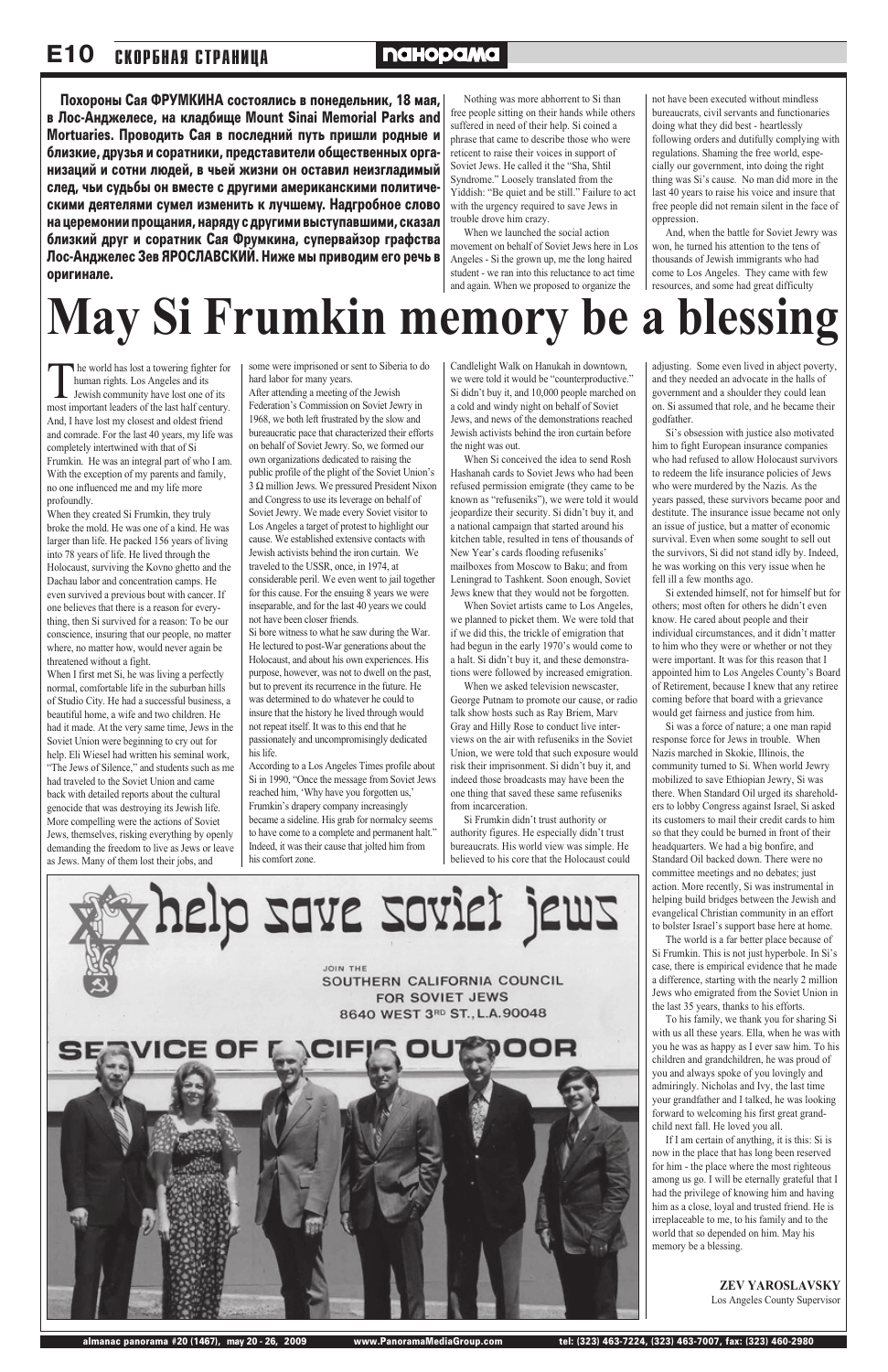**Похороны Сая ФРУМКИНА состоялись в понедельник, 18 мая, в Лос-Анджелесе, на кладбище Mount Sinai Memorial Parks and Mortuaries. Проводить Сая в последний путь пришли родные и близкие, друзья и соратники, представители общественных организаций и сотни людей, в чьей жизни он оставил неизгладимый след, чьи судьбы он вместе с другими американскими политическими деятелями сумел изменить к лучшему. Надгробное слово на церемонии прощания, наряду с другими выступавшими, сказал близкий друг и соратник Сая Фрумкина, супервайзор графства Лос-Анджелес Зев ЯРОСЛАВСКИЙ. Ниже мы приводим его речь в оригинале.**

# May Si Frumkin memory be a blessing

The world has lost a towering fighter for human rights. Los Angeles and its Jewish community have lost one of its most important leaders of the last half century. And, I have lost my closest and oldest friend and comrade. For the last 40 years, my life was completely intertwined with that of Si Frumkin. He was an integral part of who I am. With the exception of my parents and family, no one influenced me and my life more profoundly.

When they created Si Frumkin, they truly broke the mold. He was one of a kind. He was larger than life. He packed 156 years of living into 78 years of life. He lived through the Holocaust, surviving the Kovno ghetto and the Dachau labor and concentration camps. He even survived a previous bout with cancer. If one believes that there is a reason for everything, then Si survived for a reason: To be our conscience, insuring that our people, no matter where, no matter how, would never again be threatened without a fight.

When I first met Si, he was living a perfectly normal, comfortable life in the suburban hills of Studio City. He had a successful business, a beautiful home, a wife and two children. He had it made. At the very same time, Jews in the Soviet Union were beginning to cry out for help. Eli Wiesel had written his seminal work, "The Jews of Silence," and students such as me had traveled to the Soviet Union and came back with detailed reports about the cultural genocide that was destroying its Jewish life. More compelling were the actions of Soviet Jews, themselves, risking everything by openly demanding the freedom to live as Jews or leave as Jews. Many of them lost their jobs, and some were imprisoned or sent to Siberia to do hard labor for many years.

After attending a meeting of the Jewish Federation's Commission on Soviet Jewry in 1968, we both left frustrated by the slow and bureaucratic pace that characterized their efforts on behalf of Soviet Jewry. So, we formed our own organizations dedicated to raising the public profile of the plight of the Soviet Union's 3 Ω million Jews. We pressured President Nixon and Congress to use its leverage on behalf of Soviet Jewry. We made every Soviet visitor to Los Angeles a target of protest to highlight our cause. We established extensive contacts with Jewish activists behind the iron curtain. We traveled to the USSR, once, in 1974, at considerable peril. We even went to jail together for this cause. For the ensuing 8 years we were inseparable, and for the last 40 years we could not have been closer friends.

Si bore witness to what he saw during the War. He lectured to post-War generations about the Holocaust, and about his own experiences. His purpose, however, was not to dwell on the past, but to prevent its recurrence in the future. He was determined to do whatever he could to insure that the history he lived through would not repeat itself. It was to this end that he passionately and uncompromisingly dedicated his life.

According to a Los Angeles Times profile about Si in 1990, "Once the message from Soviet Jews reached him, 'Why have you forgotten us,' Frumkin's drapery company increasingly became a sideline. His grab for normalcy seems to have come to a complete and permanent halt." Indeed, it was their cause that jolted him from his comfort zone.

Nothing was more abhorrent to Si than free people sitting on their hands while others suffered in need of their help. Si coined a phrase that came to describe those who were reticent to raise their voices in support of Soviet Jews. He called it the "Sha, Shtil Syndrome." Loosely translated from the Yiddish: "Be quiet and be still." Failure to act with the urgency required to save Jews in trouble drove him crazy.

When we launched the social action movement on behalf of Soviet Jews here in Los Angeles - Si the grown up, me the long haired student - we ran into this reluctance to act time and again. When we proposed to organize the Candlelight Walk on Hanukah in downtown, we were told it would be "counterproductive." Si didn't buy it, and 10,000 people marched on a cold and windy night on behalf of Soviet Jews, and news of the demonstrations reached Jewish activists behind the iron curtain before the night was out.

When Si conceived the idea to send Rosh Hashanah cards to Soviet Jews who had been refused permission emigrate (they came to be known as "refuseniks"), we were told it would jeopardize their security. Si didn't buy it, and a national campaign that started around his kitchen table, resulted in tens of thousands of New Year's cards flooding refuseniks' mailboxes from Moscow to Baku; and from Leningrad to Tashkent. Soon enough, Soviet Jews knew that they would not be forgotten.

When Soviet artists came to Los Angeles, we planned to picket them. We were told that if we did this, the trickle of emigration that had begun in the early 1970's would come to a halt. Si didn't buy it, and these demonstrations were followed by increased emigration.

When we asked television newscaster, George Putnam to promote our cause, or radio talk show hosts such as Ray Briem, Marv Gray and Hilly Rose to conduct live interviews on the air with refuseniks in the Soviet Union, we were told that such exposure would risk their imprisonment. Si didn't buy it, and indeed those broadcasts may have been the one thing that saved these same refuseniks from incarceration.

Si Frumkin didn't trust authority or authority figures. He especially didn't trust bureaucrats. His world view was simple. He believed to his core that the Holocaust could not have been executed without mindless bureaucrats, civil servants and functionaries doing what they did best - heartlessly following orders and dutifully complying with regulations. Shaming the free world, especially our government, into doing the right thing was Si's cause. No man did more in the last 40 years to raise his voice and insure that free people did not remain silent in the face of oppression.

And, when the battle for Soviet Jewry was won, he turned his attention to the tens of thousands of Jewish immigrants who had come to Los Angeles. They came with few resources, and some had great difficulty adjusting. Some even lived in abject poverty, and they needed an advocate in the halls of government and a shoulder they could lean on. Si assumed that role, and he became their godfather.

Si's obsession with justice also motivated him to fight European insurance companies who had refused to allow Holocaust survivors to redeem the life insurance policies of Jews who were murdered by the Nazis. As the years passed, these survivors became poor and destitute. The insurance issue became not only an issue of justice, but a matter of economic survival. Even when some sought to sell out the survivors, Si did not stand idly by. Indeed, he was working on this very issue when he fell ill a few months ago.

Si extended himself, not for himself but for others; most often for others he didn't even know. He cared about people and their individual circumstances, and it didn't matter to him who they were or whether or not they were important. It was for this reason that I appointed him to Los Angeles County's Board of Retirement, because I knew that any retiree coming before that board with a grievance would get fairness and justice from him.

Si was a force of nature; a one man rapid response force for Jews in trouble. When Nazis marched in Skokie, Illinois, the community turned to Si. When world Jewry mobilized to save Ethiopian Jewry, Si was there. When Standard Oil urged its shareholders to lobby Congress against Israel, Si asked its customers to mail their credit cards to him so that they could be burned in front of their headquarters. We had a big bonfire, and Standard Oil backed down. There were no committee meetings and no debates; just action. More recently, Si was instrumental in helping build bridges between the Jewish and evangelical Christian community in an effort to bolster Israel's support base here at home.

The world is a far better place because of Si Frumkin. This is not just hyperbole. In Si's case, there is empirical evidence that he made a difference, starting with the nearly 2 million Jews who emigrated from the Soviet Union in the last 35 years, thanks to his efforts.

To his family, we thank you for sharing Si with us all these years. Ella, when he was with you he was as happy as I ever saw him. To his children and grandchildren, he was proud of you and always spoke of you lovingly and admiringly. Nicholas and Ivy, the last time your grandfather and I talked, he was looking forward to welcoming his first great grandchild next fall. He loved you all.

If I am certain of anything, it is this: Si is now in the place that has long been reserved for him - the place where the most righteous among us go. I will be eternally grateful that I had the privilege of knowing him and having him as a close, loyal and trusted friend. He is irreplaceable to me, to his family and to the world that so depended on him. May his memory be a blessing.

**ZEV YAROSLAVSKY**
Los Angeles County Supervisor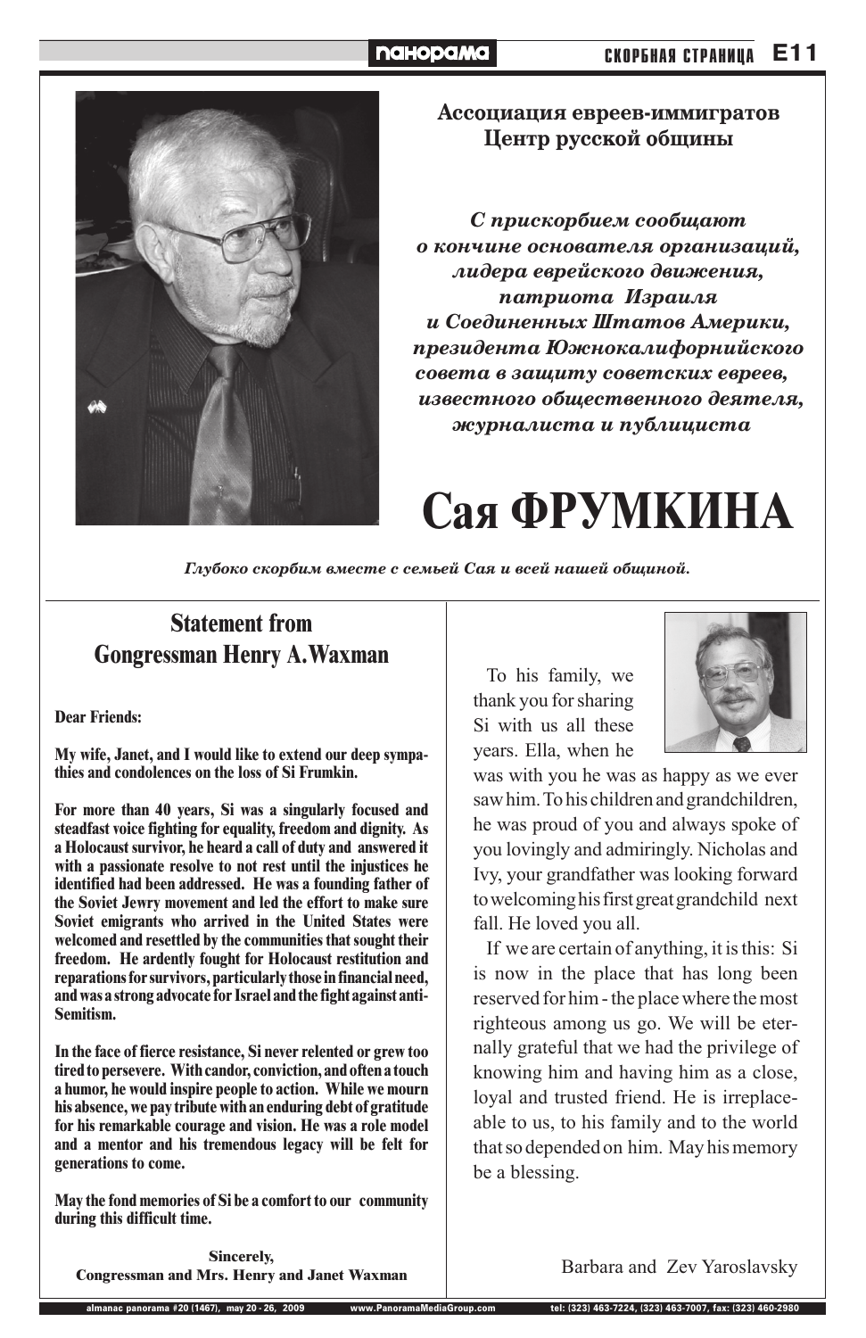**Ассоциация евреев-иммигратов**
**Центр русской общины**

*С прискорбием сообщают*
*о кончине основателя организаций,*
*лидера еврейского движения,*
*патриота Израиля*
*и Соединенных Штатов Америки,*
*президента Южнокалифорнийского*
*совета в защиту советских евреев,*
*известного общественного деятеля,*
*журналиста и публициста*

# Сая ФРУМКИНА

*Глубоко скорбим вместе с семьей Сая и всей нашей общиной.*

---

## Statement from Gongressman Henry A. Waxman

**Dear Friends:**

**My wife, Janet, and I would like to extend our deep sympathies and condolences on the loss of Si Frumkin.**

**For more than 40 years, Si was a singularly focused and steadfast voice fighting for equality, freedom and dignity. As a Holocaust survivor, he heard a call of duty and answered it with a passionate resolve to not rest until the injustices he identified had been addressed. He was a founding father of the Soviet Jewry movement and led the effort to make sure Soviet emigrants who arrived in the United States were welcomed and resettled by the communities that sought their freedom. He ardently fought for Holocaust restitution and reparations for survivors, particularly those in financial need, and was a strong advocate for Israel and the fight against anti-Semitism.**

**In the face of fierce resistance, Si never relented or grew too tired to persevere. With candor, conviction, and often a touch a humor, he would inspire people to action. While we mourn his absence, we pay tribute with an enduring debt of gratitude for his remarkable courage and vision. He was a role model and a mentor and his tremendous legacy will be felt for generations to come.**

**May the fond memories of Si be a comfort to our community during this difficult time.**

**Sincerely,**
**Congressman and Mrs. Henry and Janet Waxman**

---

To his family, we thank you for sharing Si with us all these years. Ella, when he was with you he was as happy as we ever saw him. To his children and grandchildren, he was proud of you and always spoke of you lovingly and admiringly. Nicholas and Ivy, your grandfather was looking forward to welcoming his first great grandchild next fall. He loved you all.

If we are certain of anything, it is this: Si is now in the place that has long been reserved for him - the place where the most righteous among us go. We will be eternally grateful that we had the privilege of knowing him and having him as a close, loyal and trusted friend. He is irreplaceable to us, to his family and to the world that so depended on him. May his memory be a blessing.

Barbara and Zev Yaroslavsky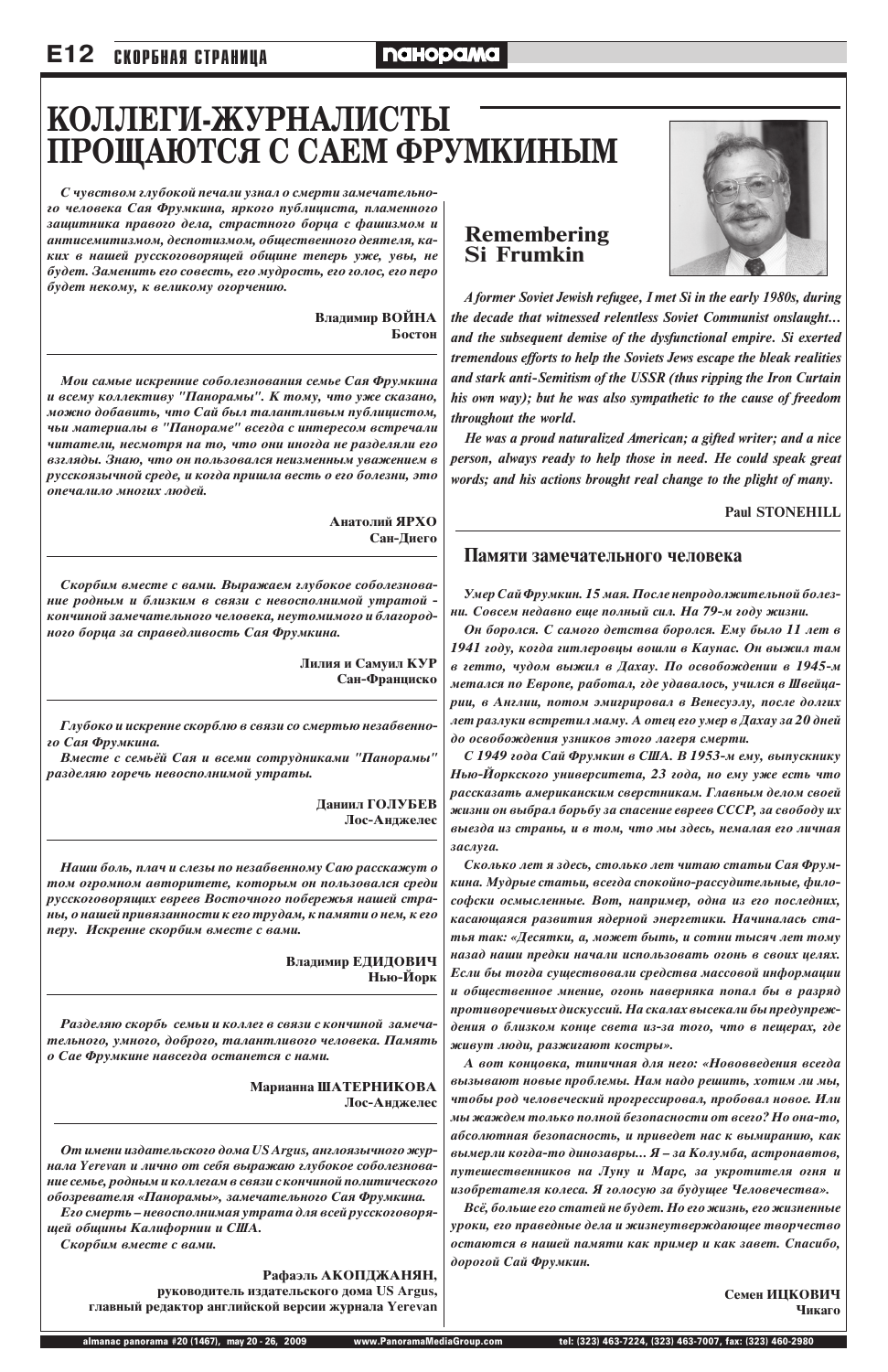# КОЛЛЕГИ-ЖУРНАЛИСТЫ ПРОЩАЮТСЯ С САЕМ ФРУМКИНЫМ

*С чувством глубокой печали узнал о смерти замечательного человека Сая Фрумкина, яркого публициста, пламенного защитника правого дела, страстного борца с фашизмом и антисемитизмом, деспотизмом, общественного деятеля, каких в нашей русскоговорящей общине теперь уже, увы, не будет. Заменить его совесть, его мудрость, его голос, его перо будет некому, к великому огорчению.*

**Владимир ВОЙНА**
**Бостон**

---

*Мои самые искренние соболезнования семье Сая Фрумкина и всему коллективу "Панорамы". К тому, что уже сказано, можно добавить, что Сай был талантливым публицистом, чьи материалы в "Панораме" всегда с интересом встречали читатели, несмотря на то, что они иногда не разделяли его взгляды. Знаю, что он пользовался неизменным уважением в русскоязычной среде, и когда пришла весть о его болезни, это опечалило многих людей.*

**Анатолий ЯРХО**
**Сан-Диего**

---

*Скорбим вместе с вами. Выражаем глубокое соболезнование родным и близким в связи с невосполнимой утратой - кончиной замечательного человека, неутомимого и благородного борца за справедливость Сая Фрумкина.*

**Лилия и Самуил КУР**
**Сан-Франциско**

---

*Глубоко и искренне скорблю в связи со смертью незабвенного Сая Фрумкина.*

*Вместе с семьёй Сая и всеми сотрудниками "Панорамы" разделяю горечь невосполнимой утраты.*

**Даниил ГОЛУБЕВ**
**Лос-Анджелес**

---

*Наши боль, плач и слезы по незабвенному Саю расскажут о том огромном авторитете, которым он пользовался среди русскоговорящих евреев Восточного побережья нашей страны, о нашей привязанности к его трудам, к памяти о нем, к его перу. Искренне скорбим вместе с вами.*

**Владимир ЕДИДОВИЧ**
**Нью-Йорк**

---

*Разделяю скорбь семьи и коллег в связи с кончиной замечательного, умного, доброго, талантливого человека. Память о Сае Фрумкине навсегда останется с нами.*

**Марианна ШАТЕРНИКОВА**
**Лос-Анджелес**

---

*От имени издательского дома US Argus, англоязычного журнала Yerevan и лично от себя выражаю глубокое соболезнование семье, родным и коллегам в связи с кончиной политического обозревателя «Панорамы», замечательного Сая Фрумкина.*

*Его смерть – невосполнимая утрата для всей русскоговорящей общины Калифорнии и США.*

*Скорбим вместе с вами.*

**Рафаэль АКОПДЖАНЯН,**
**руководитель издательского дома US Argus,**
**главный редактор английской версии журнала Yerevan**

---

## Remembering Si Frumkin

*A former Soviet Jewish refugee, I met Si in the early 1980s, during the decade that witnessed relentless Soviet Communist onslaught… and the subsequent demise of the dysfunctional empire. Si exerted tremendous efforts to help the Soviets Jews escape the bleak realities and stark anti-Semitism of the USSR (thus ripping the Iron Curtain his own way); but he was also sympathetic to the cause of freedom throughout the world.*

*He was a proud naturalized American; a gifted writer; and a nice person, always ready to help those in need. He could speak great words; and his actions brought real change to the plight of many.*

**Paul STONEHILL**

---

## Памяти замечательного человека

*Умер Сай Фрумкин. 15 мая. После непродолжительной болезни. Совсем недавно еще полный сил. На 79-м году жизни.*

*Он боролся. С самого детства боролся. Ему было 11 лет в 1941 году, когда гитлеровцы вошли в Каунас. Он выжил там в гетто, чудом выжил в Дахау. По освобождении в 1945-м метался по Европе, работал, где удавалось, учился в Швейцарии, в Англии, потом эмигрировал в Венесуэлу, после долгих лет разлуки встретил маму. А отец его умер в Дахау за 20 дней до освобождения узников этого лагеря смерти.*

*С 1949 года Сай Фрумкин в США. В 1953-м ему, выпускнику Нью-Йоркского университета, 23 года, но ему уже есть что рассказать американским сверстникам. Главным делом своей жизни он выбрал борьбу за спасение евреев СССР, за свободу их выезда из страны, и в том, что мы здесь, немалая его личная заслуга.*

*Сколько лет я здесь, столько лет читаю статьи Сая Фрумкина. Мудрые статьи, всегда спокойно-рассудительные, философски осмысленные. Вот, например, одна из его последних, касающаяся развития ядерной энергетики. Начиналась статья так: «Десятки, а, может быть, и сотни тысяч лет тому назад наши предки начали использовать огонь в своих целях. Если бы тогда существовали средства массовой информации и общественное мнение, огонь наверняка попал бы в разряд противоречивых дискуссий. На скалах высекали бы предупреждения о близком конце света из-за того, что в пещерах, где живут люди, разжигают костры».*

*А вот концовка, типичная для него: «Нововведения всегда вызывают новые проблемы. Нам надо решить, хотим ли мы, чтобы род человеческий прогрессировал, пробовал новое. Или мы жаждем только полной безопасности от всего? Но она-то, абсолютная безопасность, и приведет нас к вымиранию, как вымерли когда-то динозавры... Я – за Колумба, астронавтов, путешественников на Луну и Марс, за укротителя огня и изобретателя колеса. Я голосую за будущее Человечества».*

*Всё, больше его статей не будет. Но его жизнь, его жизненные уроки, его праведные дела и жизнеутверждающее творчество остаются в нашей памяти как пример и как завет. Спасибо, дорогой Сай Фрумкин.*

**Семен ИЦКОВИЧ**
**Чикаго**